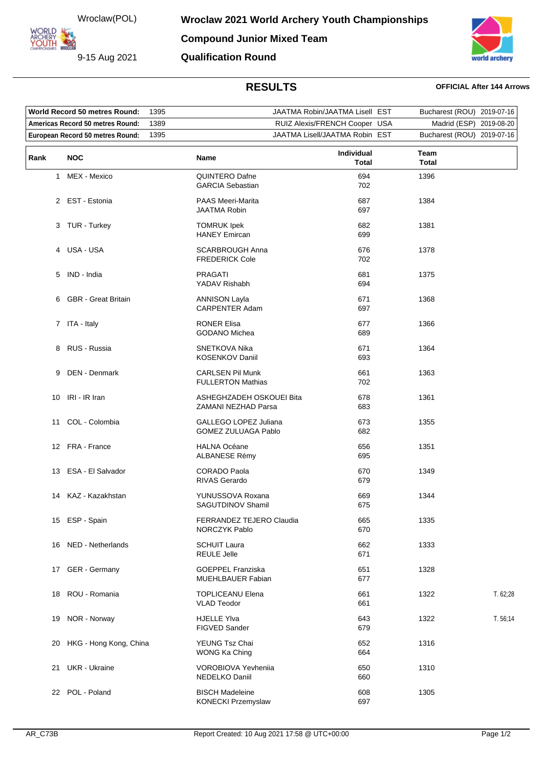Wroclaw(POL)

9-15 Aug 2021

# Wroclaw 2021 World Archery Youth Championships

## Compound Junior Mixed Team

## Qualification Round

## RESULTS

**OFFICIAL After 144 Arrows**

| | | | |
|---|---|---|---|
| **World Record 50 metres Round:** 1395 | JAATMA Robin/JAATMA Lisell EST | Bucharest (ROU) | 2019-07-16 |
| **Americas Record 50 metres Round:** 1389 | RUIZ Alexis/FRENCH Cooper USA | Madrid (ESP) | 2019-08-20 |
| **European Record 50 metres Round:** 1395 | JAATMA Lisell/JAATMA Robin EST | Bucharest (ROU) | 2019-07-16 |

| Rank | NOC | Name | Individual Total | Team Total | |
|---|---|---|---|---|---|
| 1 | MEX - Mexico | QUINTERO Dafne<br>GARCIA Sebastian | 694<br>702 | 1396 | |
| 2 | EST - Estonia | PAAS Meeri-Marita<br>JAATMA Robin | 687<br>697 | 1384 | |
| 3 | TUR - Turkey | TOMRUK Ipek<br>HANEY Emircan | 682<br>699 | 1381 | |
| 4 | USA - USA | SCARBROUGH Anna<br>FREDERICK Cole | 676<br>702 | 1378 | |
| 5 | IND - India | PRAGATI<br>YADAV Rishabh | 681<br>694 | 1375 | |
| 6 | GBR - Great Britain | ANNISON Layla<br>CARPENTER Adam | 671<br>697 | 1368 | |
| 7 | ITA - Italy | RONER Elisa<br>GODANO Michea | 677<br>689 | 1366 | |
| 8 | RUS - Russia | SNETKOVA Nika<br>KOSENKOV Daniil | 671<br>693 | 1364 | |
| 9 | DEN - Denmark | CARLSEN Pil Munk<br>FULLERTON Mathias | 661<br>702 | 1363 | |
| 10 | IRI - IR Iran | ASHEGHZADEH OSKOUEI Bita<br>ZAMANI NEZHAD Parsa | 678<br>683 | 1361 | |
| 11 | COL - Colombia | GALLEGO LOPEZ Juliana<br>GOMEZ ZULUAGA Pablo | 673<br>682 | 1355 | |
| 12 | FRA - France | HALNA Océane<br>ALBANESE Rémy | 656<br>695 | 1351 | |
| 13 | ESA - El Salvador | CORADO Paola<br>RIVAS Gerardo | 670<br>679 | 1349 | |
| 14 | KAZ - Kazakhstan | YUNUSSOVA Roxana<br>SAGUTDINOV Shamil | 669<br>675 | 1344 | |
| 15 | ESP - Spain | FERRANDEZ TEJERO Claudia<br>NORCZYK Pablo | 665<br>670 | 1335 | |
| 16 | NED - Netherlands | SCHUIT Laura<br>REULE Jelle | 662<br>671 | 1333 | |
| 17 | GER - Germany | GOEPPEL Franziska<br>MUEHLBAUER Fabian | 651<br>677 | 1328 | |
| 18 | ROU - Romania | TOPLICEANU Elena<br>VLAD Teodor | 661<br>661 | 1322 | T. 62;28 |
| 19 | NOR - Norway | HJELLE Ylva<br>FIGVED Sander | 643<br>679 | 1322 | T. 56;14 |
| 20 | HKG - Hong Kong, China | YEUNG Tsz Chai<br>WONG Ka Ching | 652<br>664 | 1316 | |
| 21 | UKR - Ukraine | VOROBIOVA Yevheniia<br>NEDELKO Daniil | 650<br>660 | 1310 | |
| 22 | POL - Poland | BISCH Madeleine<br>KONECKI Przemyslaw | 608<br>697 | 1305 | |

AR_C73B — Report Created: 10 Aug 2021 17:58 @ UTC+00:00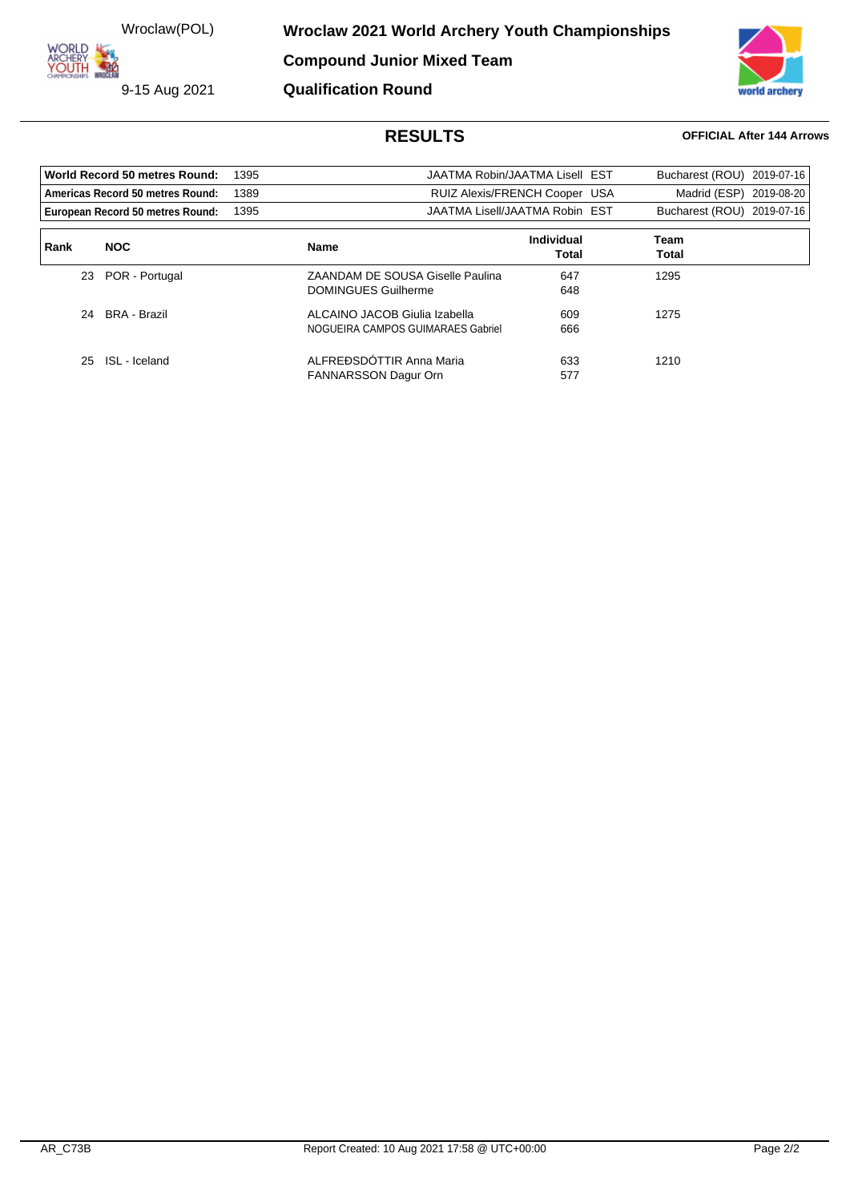# Wroclaw 2021 World Archery Youth Championships

Wroclaw(POL)

9-15 Aug 2021

## Compound Junior Mixed Team

## Qualification Round

### RESULTS

**OFFICIAL After 144 Arrows**

| | | | | |
|---|---|---|---|---|
| **World Record 50 metres Round:** | 1395 | JAATMA Robin/JAATMA Lisell EST | Bucharest (ROU) | 2019-07-16 |
| **Americas Record 50 metres Round:** | 1389 | RUIZ Alexis/FRENCH Cooper USA | Madrid (ESP) | 2019-08-20 |
| **European Record 50 metres Round:** | 1395 | JAATMA Lisell/JAATMA Robin EST | Bucharest (ROU) | 2019-07-16 |

| Rank | NOC | Name | Individual Total | Team Total |
|---|---|---|---|---|
| 23 | POR - Portugal | ZAANDAM DE SOUSA Giselle Paulina | 647 | 1295 |
| | | DOMINGUES Guilherme | 648 | |
| 24 | BRA - Brazil | ALCAINO JACOB Giulia Izabella | 609 | 1275 |
| | | NOGUEIRA CAMPOS GUIMARAES Gabriel | 666 | |
| 25 | ISL - Iceland | ALFREÐSDÓTTIR Anna Maria | 633 | 1210 |
| | | FANNARSSON Dagur Orn | 577 | |

AR_C73B Report Created: 10 Aug 2021 17:58 @ UTC+00:00